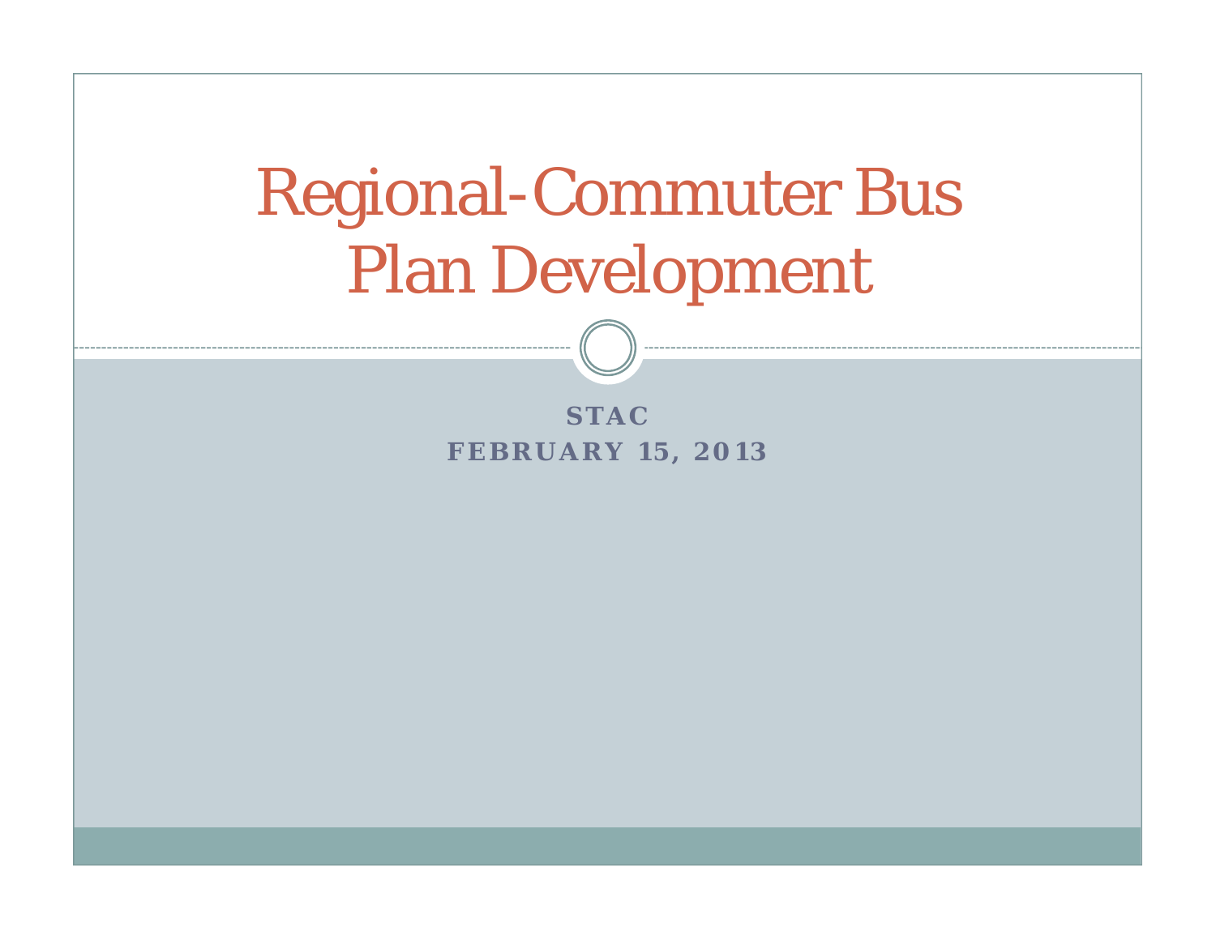# Regional-Commuter Bus Plan Development

**STAC**
**FEBRUARY 15, 2013**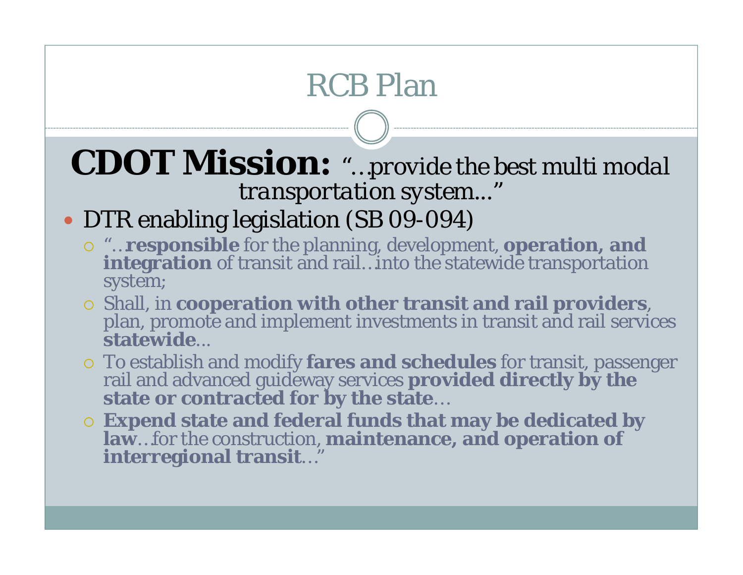# RCB Plan

**CDOT Mission:** *"…provide the best multi modal transportation system..."*

- DTR enabling legislation (SB 09-094)
  - "…**responsible** for the planning, development, **operation, and integration** of transit and rail…into the statewide transportation system;
  - Shall, in **cooperation with other transit and rail providers**, plan, promote and implement investments in transit and rail services **statewide**...
  - To establish and modify **fares and schedules** for transit, passenger rail and advanced guideway services **provided directly by the state or contracted for by the state**…
  - **Expend state and federal funds that may be dedicated by law**…for the construction, **maintenance, and operation of interregional transit**…"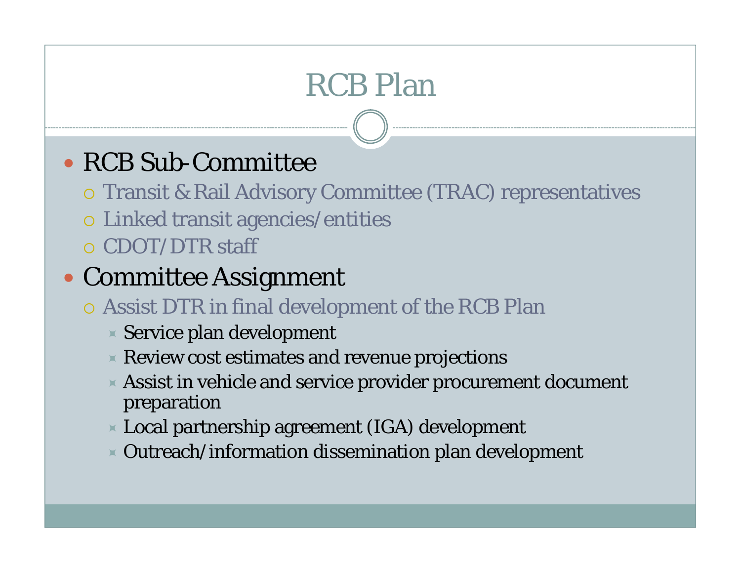# RCB Plan

- RCB Sub-Committee
  - Transit & Rail Advisory Committee (TRAC) representatives
  - Linked transit agencies/entities
  - CDOT/DTR staff
- Committee Assignment
  - Assist DTR in final development of the RCB Plan
    - Service plan development
    - Review cost estimates and revenue projections
    - Assist in vehicle and service provider procurement document preparation
    - Local partnership agreement (IGA) development
    - Outreach/information dissemination plan development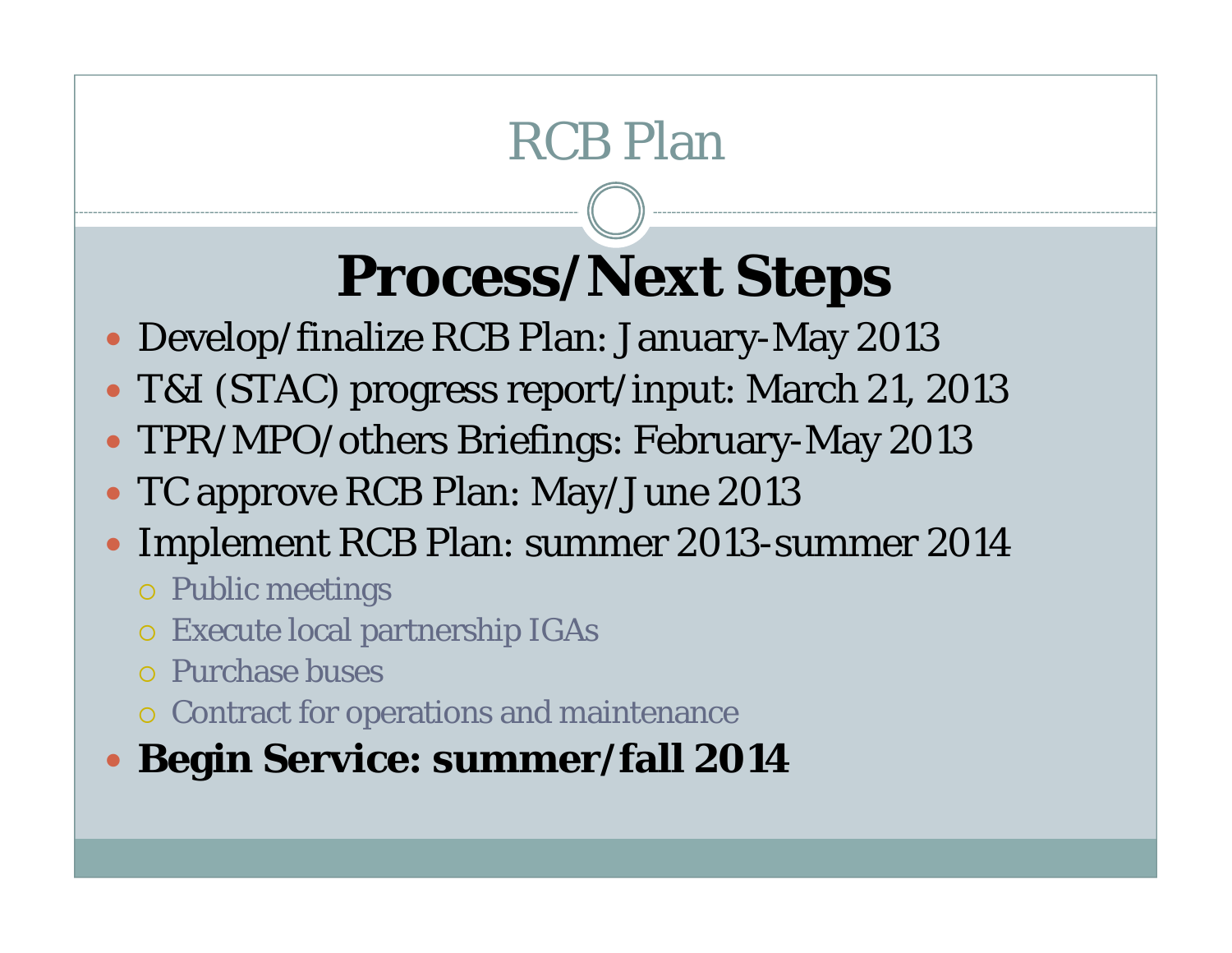# RCB Plan

## Process/Next Steps

- Develop/finalize RCB Plan: January-May 2013
- T&I (STAC) progress report/input: March 21, 2013
- TPR/MPO/others Briefings: February-May 2013
- TC approve RCB Plan: May/June 2013
- Implement RCB Plan: summer 2013-summer 2014
  - Public meetings
  - Execute local partnership IGAs
  - Purchase buses
  - Contract for operations and maintenance
- **Begin Service: summer/fall 2014**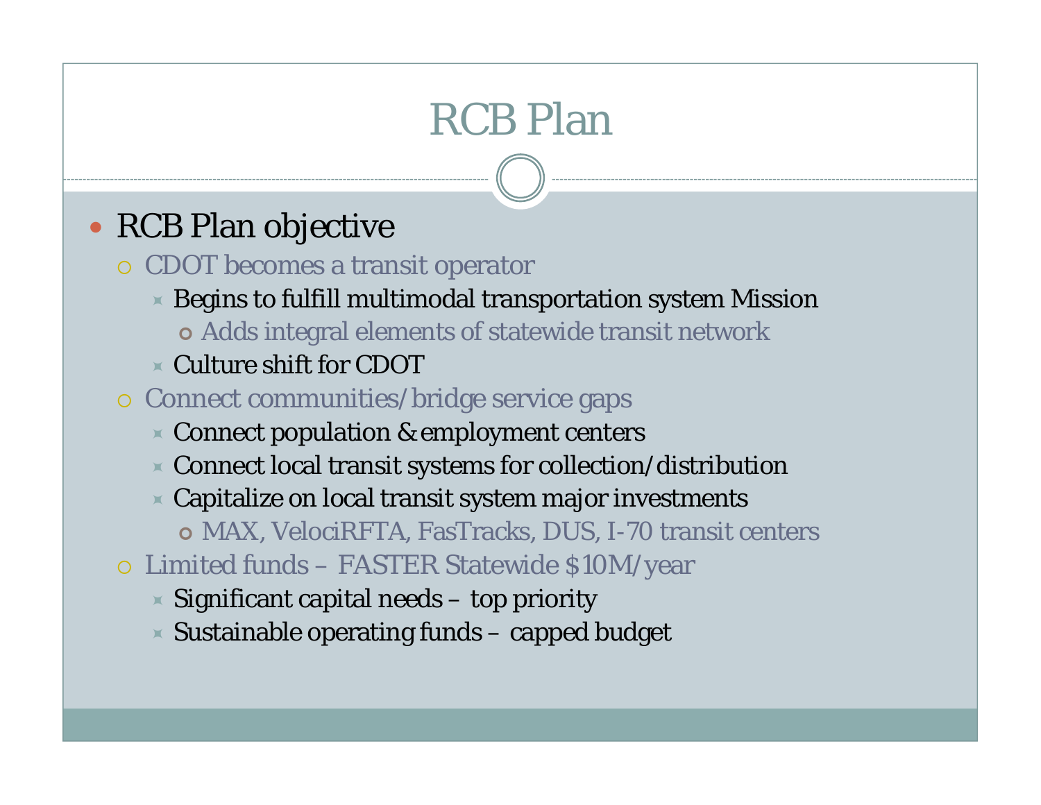# RCB Plan

- RCB Plan objective
  - CDOT becomes a transit operator
    - Begins to fulfill multimodal transportation system Mission
      - Adds integral elements of statewide transit network
    - Culture shift for CDOT
  - Connect communities/bridge service gaps
    - Connect population & employment centers
    - Connect local transit systems for collection/distribution
    - Capitalize on local transit system major investments
      - MAX, VelociRFTA, FasTracks, DUS, I-70 transit centers
  - Limited funds – FASTER Statewide $10M/year
    - Significant capital needs – top priority
    - Sustainable operating funds – capped budget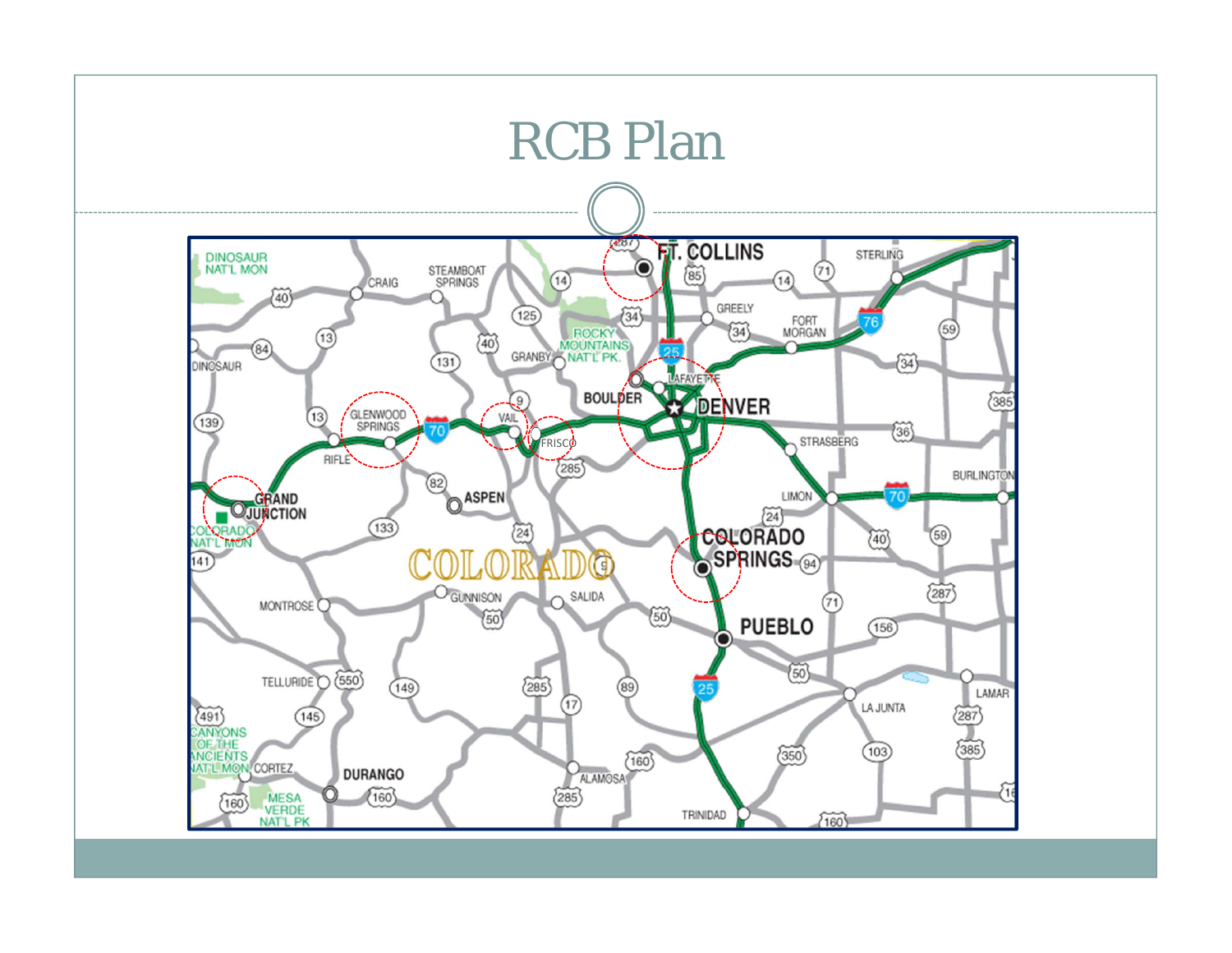# RCB Plan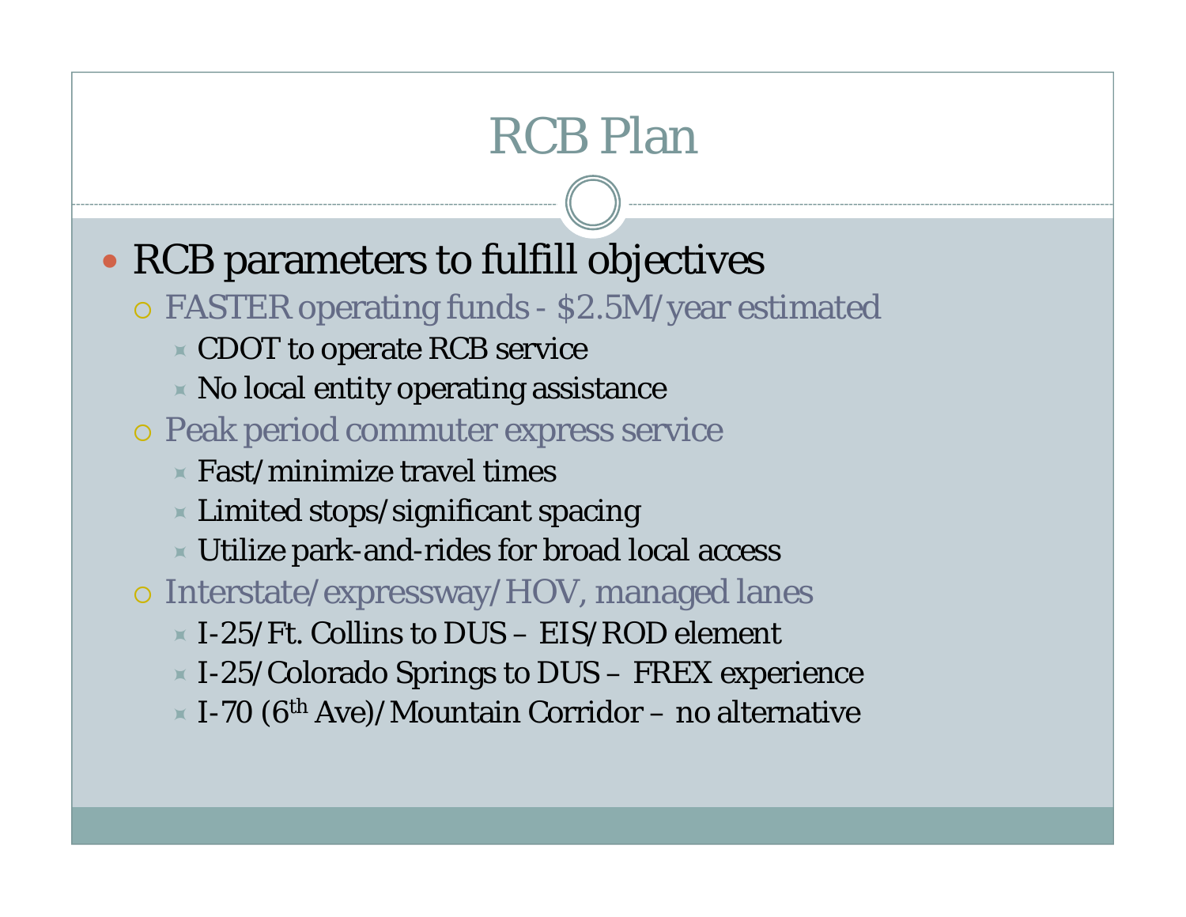# RCB Plan

- RCB parameters to fulfill objectives
  - FASTER operating funds - $2.5M/year estimated
    - CDOT to operate RCB service
    - No local entity operating assistance
  - Peak period commuter express service
    - Fast/minimize travel times
    - Limited stops/significant spacing
    - Utilize park-and-rides for broad local access
  - Interstate/expressway/HOV, managed lanes
    - I-25/Ft. Collins to DUS – EIS/ROD element
    - I-25/Colorado Springs to DUS – FREX experience
    - I-70 (6th Ave)/Mountain Corridor – no alternative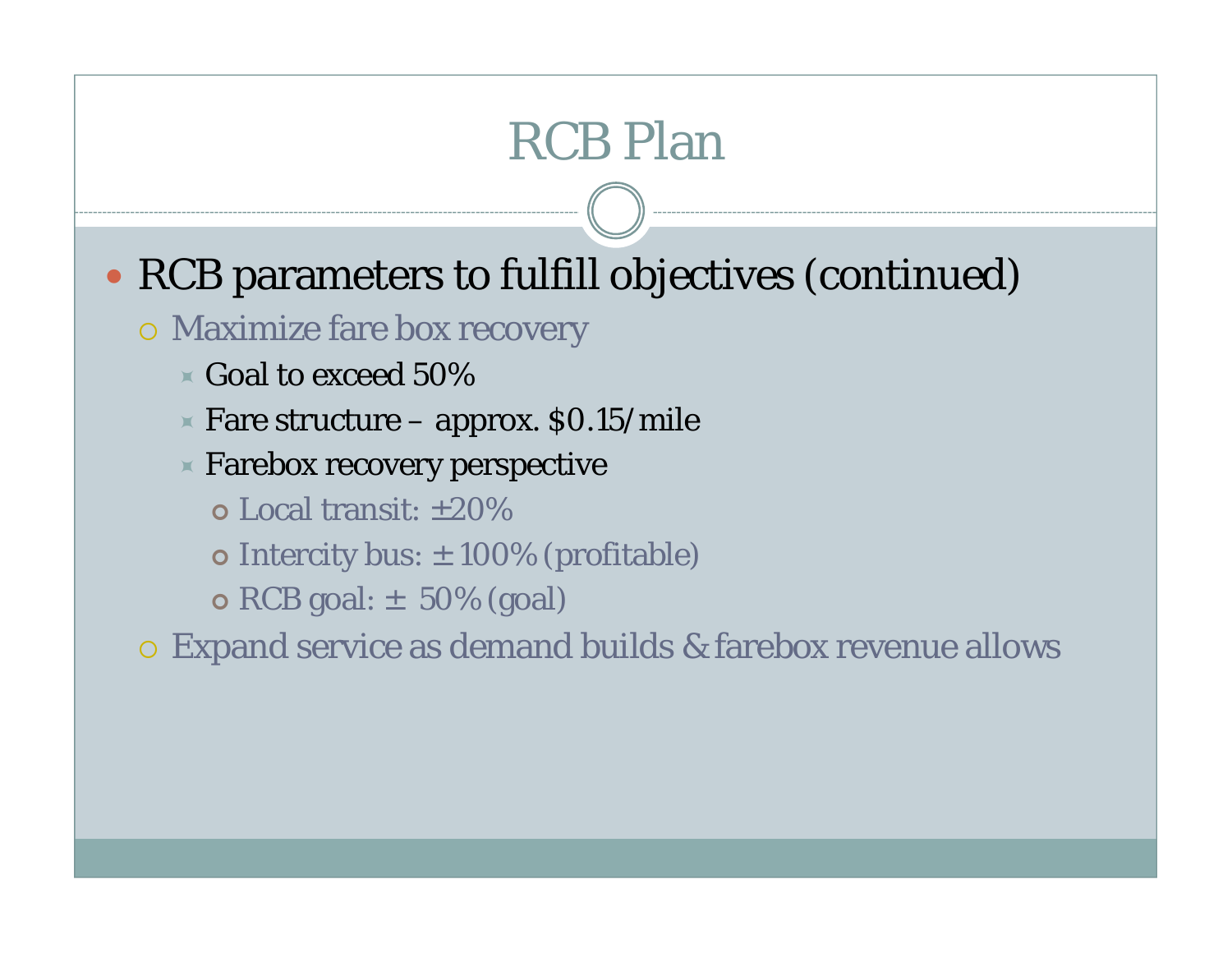# RCB Plan

- RCB parameters to fulfill objectives (continued)
  - Maximize fare box recovery
    - Goal to exceed 50%
    - Fare structure – approx. $0.15/mile
    - Farebox recovery perspective
      - Local transit: ±20%
      - Intercity bus: ± 100% (profitable)
      - RCB goal: ± 50% (goal)
  - Expand service as demand builds & farebox revenue allows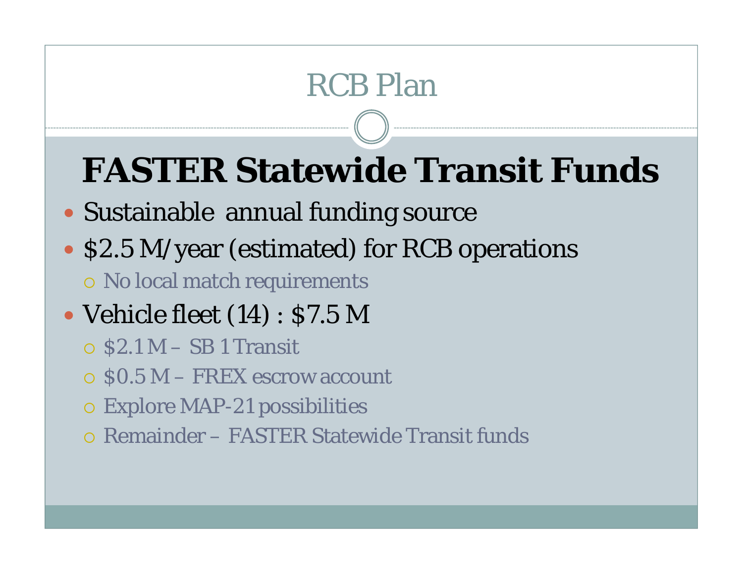# RCB Plan

## FASTER Statewide Transit Funds

- Sustainable annual funding source
- $2.5 M/year (estimated) for RCB operations
  - No local match requirements
- Vehicle fleet (14) : $7.5 M
  - $2.1 M – SB 1 Transit
  - $0.5 M – FREX escrow account
  - Explore MAP-21 possibilities
  - Remainder – FASTER Statewide Transit funds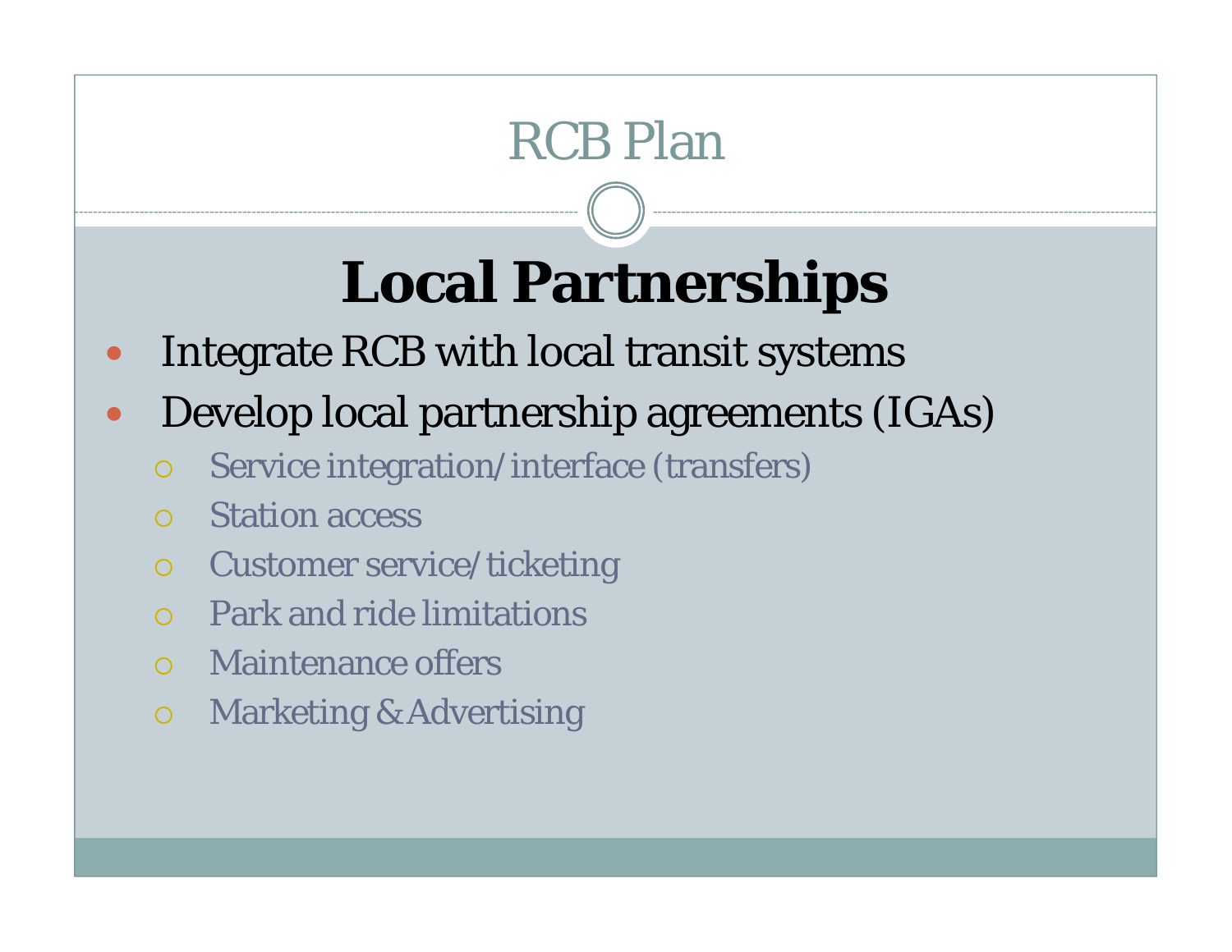# RCB Plan

## Local Partnerships

- Integrate RCB with local transit systems
- Develop local partnership agreements (IGAs)
  - Service integration/interface (transfers)
  - Station access
  - Customer service/ticketing
  - Park and ride limitations
  - Maintenance offers
  - Marketing & Advertising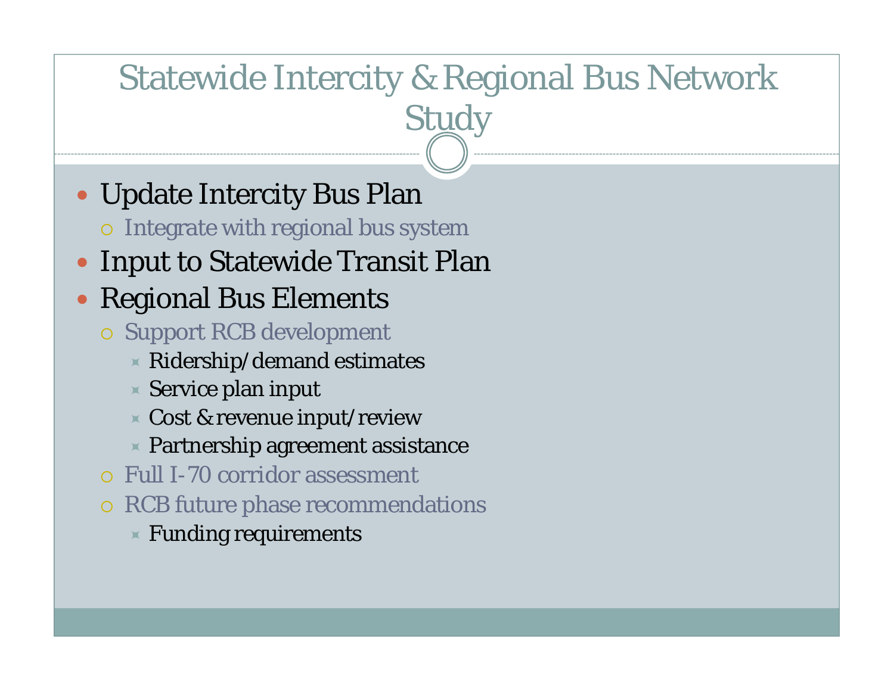# Statewide Intercity & Regional Bus Network Study

- Update Intercity Bus Plan
  - Integrate with regional bus system
- Input to Statewide Transit Plan
- Regional Bus Elements
  - Support RCB development
    - Ridership/demand estimates
    - Service plan input
    - Cost & revenue input/review
    - Partnership agreement assistance
  - Full I-70 corridor assessment
  - RCB future phase recommendations
    - Funding requirements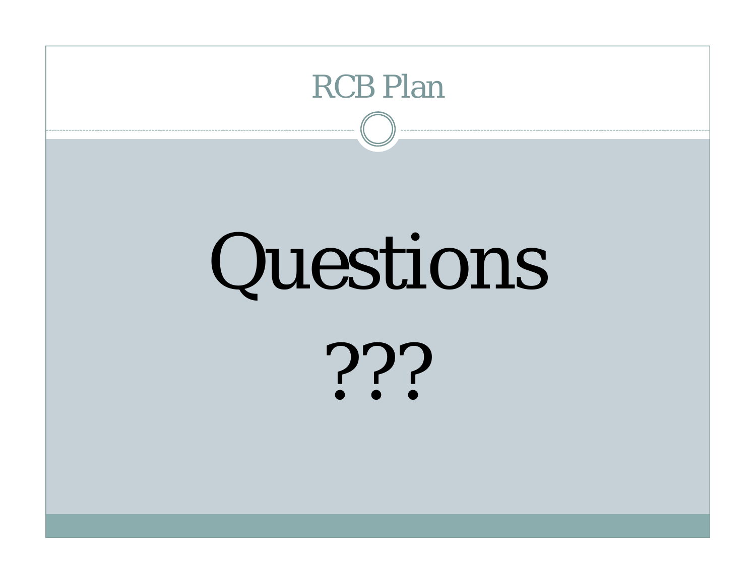# RCB Plan

Questions

???